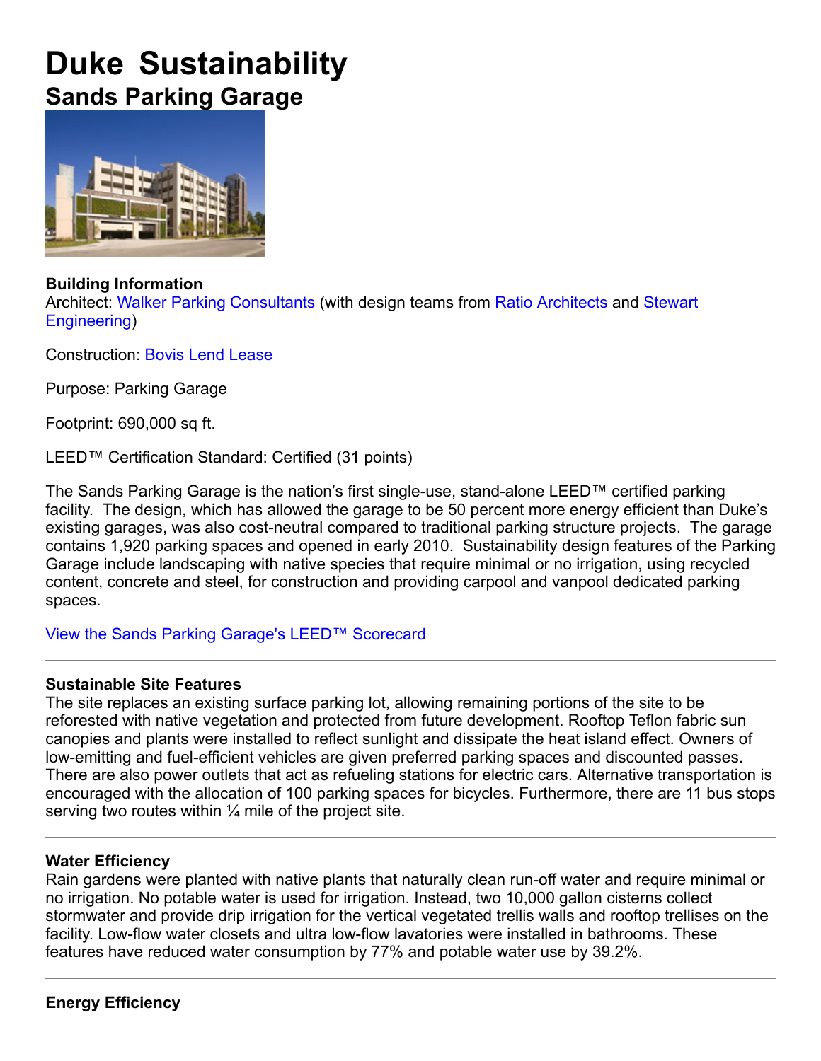# Duke Sustainability

## Sands Parking Garage

**Building Information**

Architect: Walker Parking Consultants (with design teams from Ratio Architects and Stewart Engineering)

Construction: Bovis Lend Lease

Purpose: Parking Garage

Footprint: 690,000 sq ft.

LEED™ Certification Standard: Certified (31 points)

The Sands Parking Garage is the nation's first single-use, stand-alone LEED™ certified parking facility. The design, which has allowed the garage to be 50 percent more energy efficient than Duke's existing garages, was also cost-neutral compared to traditional parking structure projects. The garage contains 1,920 parking spaces and opened in early 2010. Sustainability design features of the Parking Garage include landscaping with native species that require minimal or no irrigation, using recycled content, concrete and steel, for construction and providing carpool and vanpool dedicated parking spaces.

View the Sands Parking Garage's LEED™ Scorecard

---

**Sustainable Site Features**

The site replaces an existing surface parking lot, allowing remaining portions of the site to be reforested with native vegetation and protected from future development. Rooftop Teflon fabric sun canopies and plants were installed to reflect sunlight and dissipate the heat island effect. Owners of low-emitting and fuel-efficient vehicles are given preferred parking spaces and discounted passes. There are also power outlets that act as refueling stations for electric cars. Alternative transportation is encouraged with the allocation of 100 parking spaces for bicycles. Furthermore, there are 11 bus stops serving two routes within ¼ mile of the project site.

---

**Water Efficiency**

Rain gardens were planted with native plants that naturally clean run-off water and require minimal or no irrigation. No potable water is used for irrigation. Instead, two 10,000 gallon cisterns collect stormwater and provide drip irrigation for the vertical vegetated trellis walls and rooftop trellises on the facility. Low-flow water closets and ultra low-flow lavatories were installed in bathrooms. These features have reduced water consumption by 77% and potable water use by 39.2%.

---

**Energy Efficiency**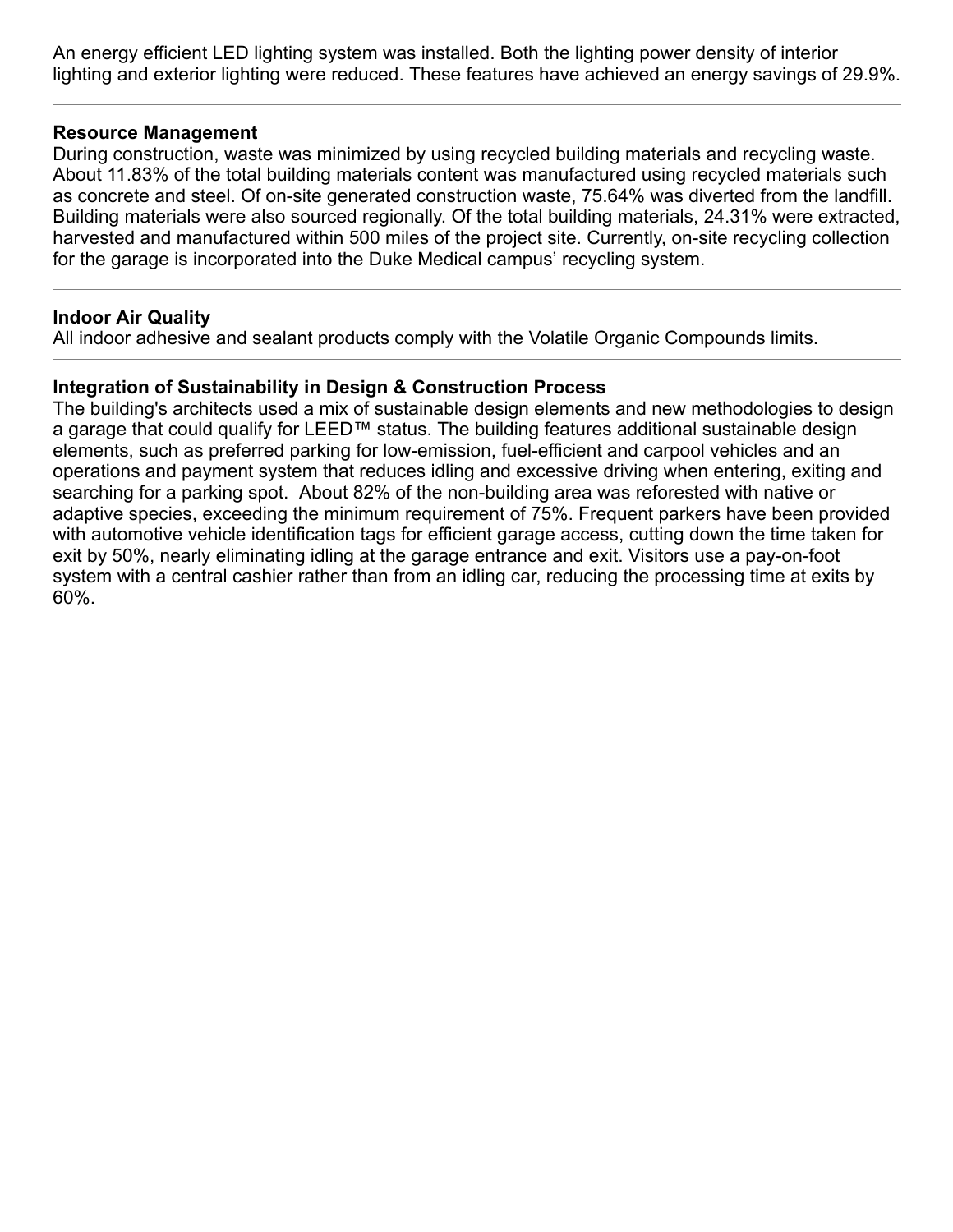An energy efficient LED lighting system was installed. Both the lighting power density of interior lighting and exterior lighting were reduced. These features have achieved an energy savings of 29.9%.

---

**Resource Management**

During construction, waste was minimized by using recycled building materials and recycling waste. About 11.83% of the total building materials content was manufactured using recycled materials such as concrete and steel. Of on-site generated construction waste, 75.64% was diverted from the landfill. Building materials were also sourced regionally. Of the total building materials, 24.31% were extracted, harvested and manufactured within 500 miles of the project site. Currently, on-site recycling collection for the garage is incorporated into the Duke Medical campus' recycling system.

---

**Indoor Air Quality**

All indoor adhesive and sealant products comply with the Volatile Organic Compounds limits.

---

**Integration of Sustainability in Design & Construction Process**

The building's architects used a mix of sustainable design elements and new methodologies to design a garage that could qualify for LEED™ status. The building features additional sustainable design elements, such as preferred parking for low-emission, fuel-efficient and carpool vehicles and an operations and payment system that reduces idling and excessive driving when entering, exiting and searching for a parking spot. About 82% of the non-building area was reforested with native or adaptive species, exceeding the minimum requirement of 75%. Frequent parkers have been provided with automotive vehicle identification tags for efficient garage access, cutting down the time taken for exit by 50%, nearly eliminating idling at the garage entrance and exit. Visitors use a pay-on-foot system with a central cashier rather than from an idling car, reducing the processing time at exits by 60%.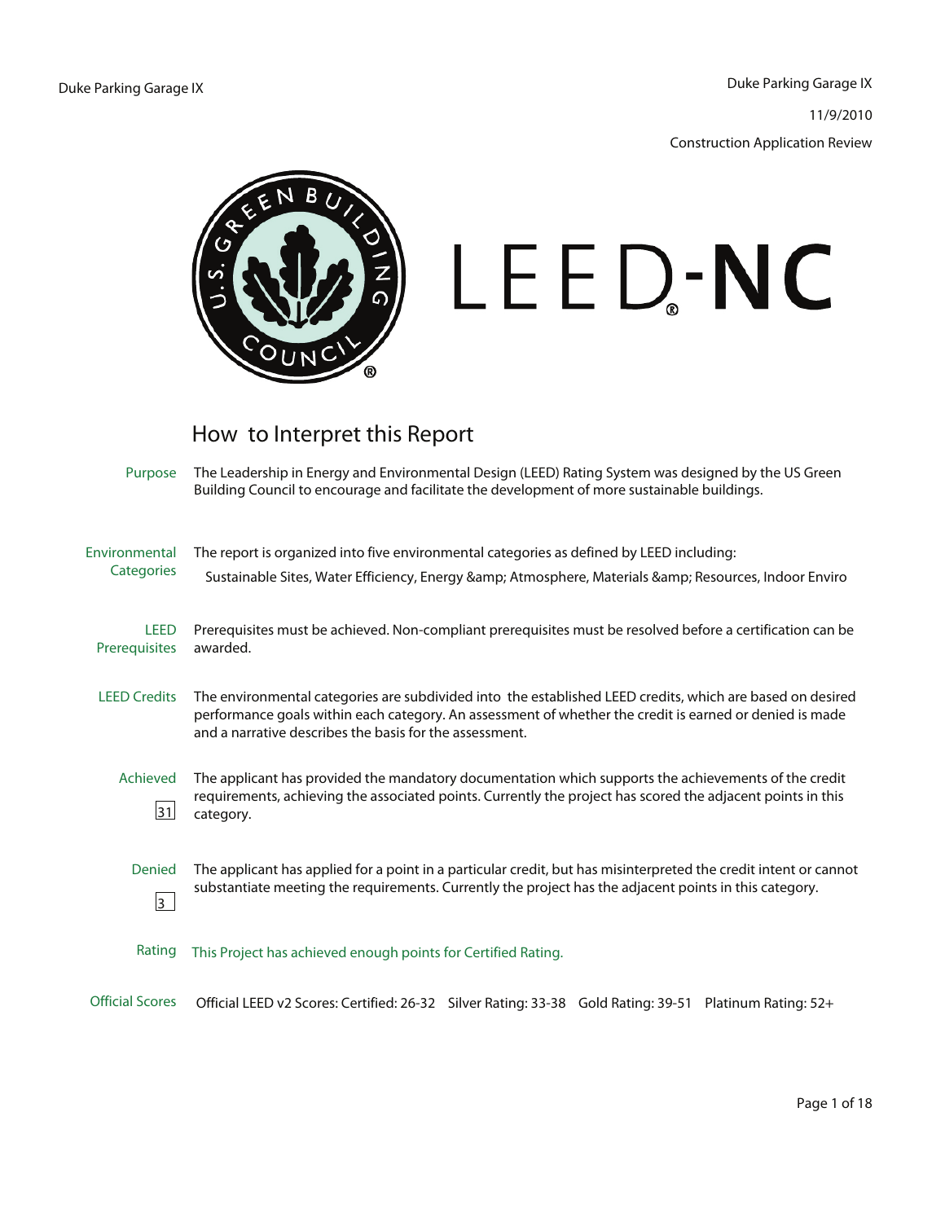Duke Parking Garage IX

Duke Parking Garage IX

11/9/2010

Construction Application Review

LEED-NC

## How to Interpret this Report

**Purpose**
The Leadership in Energy and Environmental Design (LEED) Rating System was designed by the US Green Building Council to encourage and facilitate the development of more sustainable buildings.

**Environmental Categories**
The report is organized into five environmental categories as defined by LEED including:

Sustainable Sites, Water Efficiency, Energy &amp; Atmosphere, Materials &amp; Resources, Indoor Enviro

**LEED Prerequisites**
Prerequisites must be achieved. Non-compliant prerequisites must be resolved before a certification can be awarded.

**LEED Credits**
The environmental categories are subdivided into the established LEED credits, which are based on desired performance goals within each category. An assessment of whether the credit is earned or denied is made and a narrative describes the basis for the assessment.

**Achieved**
31
The applicant has provided the mandatory documentation which supports the achievements of the credit requirements, achieving the associated points. Currently the project has scored the adjacent points in this category.

**Denied**
3
The applicant has applied for a point in a particular credit, but has misinterpreted the credit intent or cannot substantiate meeting the requirements. Currently the project has the adjacent points in this category.

**Rating**
This Project has achieved enough points for Certified Rating.

**Official Scores**
Official LEED v2 Scores: Certified: 26-32 Silver Rating: 33-38 Gold Rating: 39-51 Platinum Rating: 52+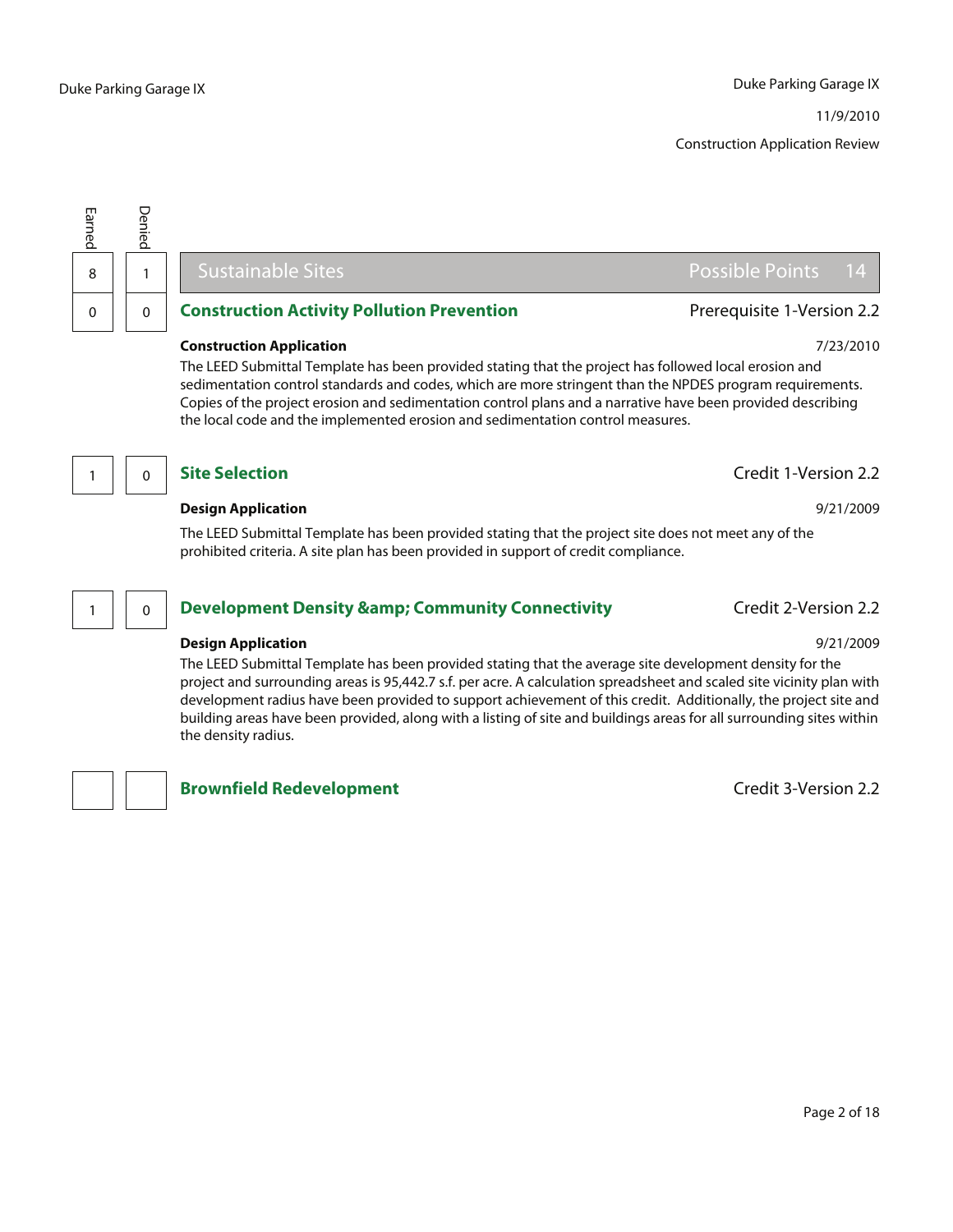Duke Parking Garage IX

11/9/2010

Construction Application Review

| Earned | Denied | | |
|---|---|---|---|
| 8 | 1 | **Sustainable Sites** | Possible Points 14 |
| 0 | 0 | **Construction Activity Pollution Prevention** | Prerequisite 1-Version 2.2 |

**Construction Application** — 7/23/2010

The LEED Submittal Template has been provided stating that the project has followed local erosion and sedimentation control standards and codes, which are more stringent than the NPDES program requirements. Copies of the project erosion and sedimentation control plans and a narrative have been provided describing the local code and the implemented erosion and sedimentation control measures.

| Earned | Denied | | |
|---|---|---|---|
| 1 | 0 | **Site Selection** | Credit 1-Version 2.2 |

**Design Application** — 9/21/2009

The LEED Submittal Template has been provided stating that the project site does not meet any of the prohibited criteria. A site plan has been provided in support of credit compliance.

| Earned | Denied | | |
|---|---|---|---|
| 1 | 0 | **Development Density &amp; Community Connectivity** | Credit 2-Version 2.2 |

**Design Application** — 9/21/2009

The LEED Submittal Template has been provided stating that the average site development density for the project and surrounding areas is 95,442.7 s.f. per acre. A calculation spreadsheet and scaled site vicinity plan with development radius have been provided to support achievement of this credit. Additionally, the project site and building areas have been provided, along with a listing of site and buildings areas for all surrounding sites within the density radius.

| Earned | Denied | | |
|---|---|---|---|
| | | **Brownfield Redevelopment** | Credit 3-Version 2.2 |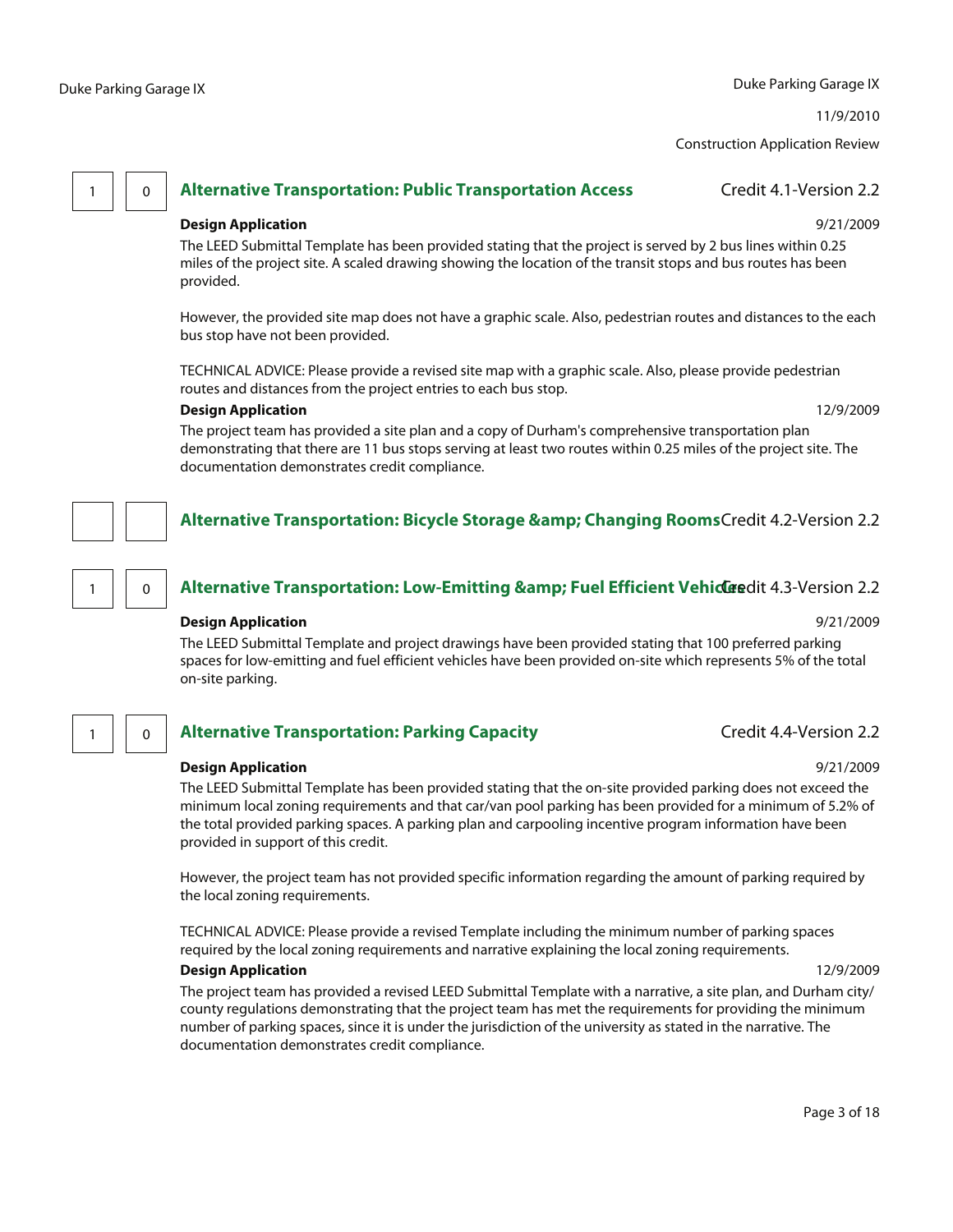Construction Application Review

1 | 0

## Alternative Transportation: Public Transportation Access

Credit 4.1-Version 2.2

**Design Application** 9/21/2009

The LEED Submittal Template has been provided stating that the project is served by 2 bus lines within 0.25 miles of the project site. A scaled drawing showing the location of the transit stops and bus routes has been provided.

However, the provided site map does not have a graphic scale. Also, pedestrian routes and distances to the each bus stop have not been provided.

TECHNICAL ADVICE: Please provide a revised site map with a graphic scale. Also, please provide pedestrian routes and distances from the project entries to each bus stop.

**Design Application** 12/9/2009

The project team has provided a site plan and a copy of Durham's comprehensive transportation plan demonstrating that there are 11 bus stops serving at least two routes within 0.25 miles of the project site. The documentation demonstrates credit compliance.

## Alternative Transportation: Bicycle Storage &amp; Changing Rooms

Credit 4.2-Version 2.2

1 | 0

## Alternative Transportation: Low-Emitting &amp; Fuel Efficient Vehicles

Credit 4.3-Version 2.2

**Design Application** 9/21/2009

The LEED Submittal Template and project drawings have been provided stating that 100 preferred parking spaces for low-emitting and fuel efficient vehicles have been provided on-site which represents 5% of the total on-site parking.

1 | 0

## Alternative Transportation: Parking Capacity

Credit 4.4-Version 2.2

**Design Application** 9/21/2009

The LEED Submittal Template has been provided stating that the on-site provided parking does not exceed the minimum local zoning requirements and that car/van pool parking has been provided for a minimum of 5.2% of the total provided parking spaces. A parking plan and carpooling incentive program information have been provided in support of this credit.

However, the project team has not provided specific information regarding the amount of parking required by the local zoning requirements.

TECHNICAL ADVICE: Please provide a revised Template including the minimum number of parking spaces required by the local zoning requirements and narrative explaining the local zoning requirements.

**Design Application** 12/9/2009

The project team has provided a revised LEED Submittal Template with a narrative, a site plan, and Durham city/county regulations demonstrating that the project team has met the requirements for providing the minimum number of parking spaces, since it is under the jurisdiction of the university as stated in the narrative. The documentation demonstrates credit compliance.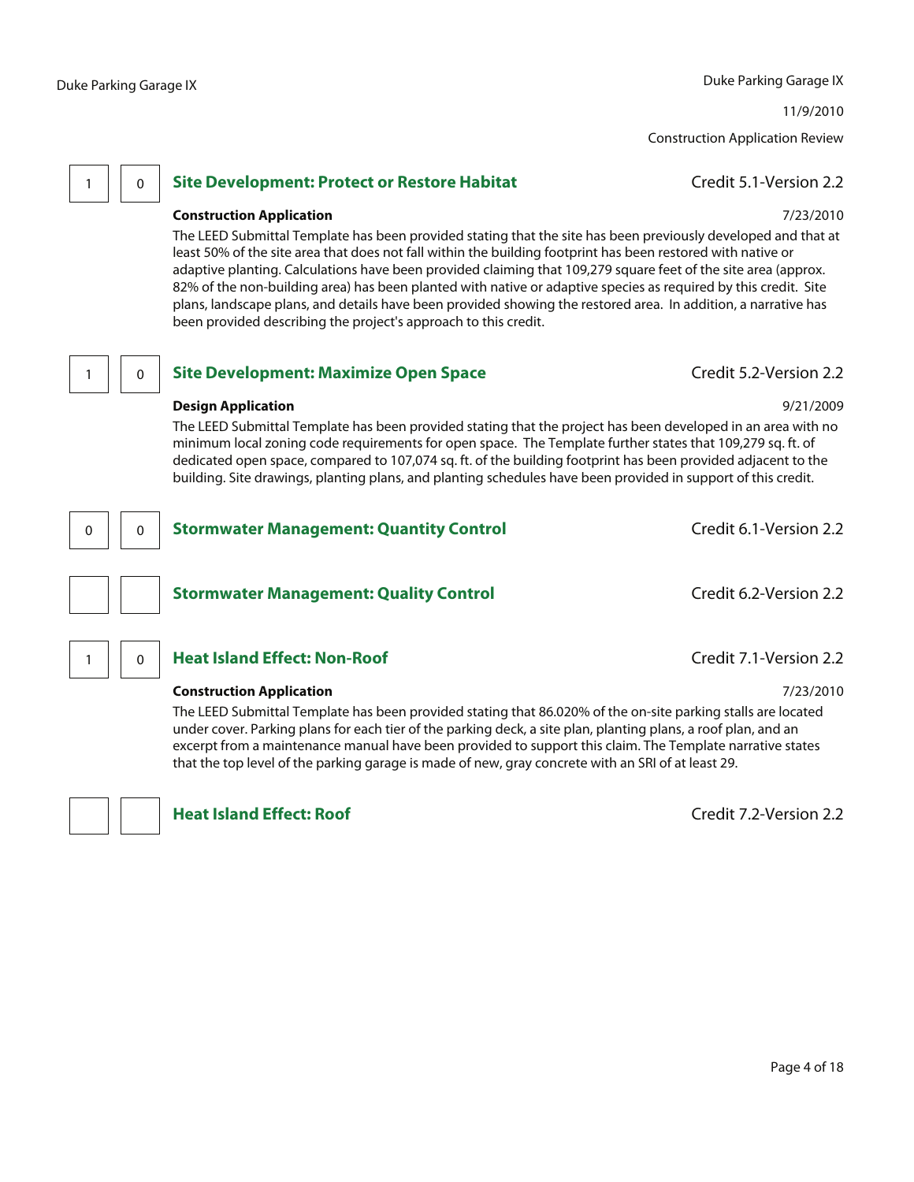Construction Application Review

| 1 | 0 | **Site Development: Protect or Restore Habitat** | Credit 5.1-Version 2.2 |
|---|---|---|---|

**Construction Application** 7/23/2010

The LEED Submittal Template has been provided stating that the site has been previously developed and that at least 50% of the site area that does not fall within the building footprint has been restored with native or adaptive planting. Calculations have been provided claiming that 109,279 square feet of the site area (approx. 82% of the non-building area) has been planted with native or adaptive species as required by this credit. Site plans, landscape plans, and details have been provided showing the restored area. In addition, a narrative has been provided describing the project's approach to this credit.

| 1 | 0 | **Site Development: Maximize Open Space** | Credit 5.2-Version 2.2 |
|---|---|---|---|

**Design Application** 9/21/2009

The LEED Submittal Template has been provided stating that the project has been developed in an area with no minimum local zoning code requirements for open space. The Template further states that 109,279 sq. ft. of dedicated open space, compared to 107,074 sq. ft. of the building footprint has been provided adjacent to the building. Site drawings, planting plans, and planting schedules have been provided in support of this credit.

| 0 | 0 | **Stormwater Management: Quantity Control** | Credit 6.1-Version 2.2 |
|---|---|---|---|

| | | **Stormwater Management: Quality Control** | Credit 6.2-Version 2.2 |
|---|---|---|---|

| 1 | 0 | **Heat Island Effect: Non-Roof** | Credit 7.1-Version 2.2 |
|---|---|---|---|

**Construction Application** 7/23/2010

The LEED Submittal Template has been provided stating that 86.020% of the on-site parking stalls are located under cover. Parking plans for each tier of the parking deck, a site plan, planting plans, a roof plan, and an excerpt from a maintenance manual have been provided to support this claim. The Template narrative states that the top level of the parking garage is made of new, gray concrete with an SRI of at least 29.

| | | **Heat Island Effect: Roof** | Credit 7.2-Version 2.2 |
|---|---|---|---|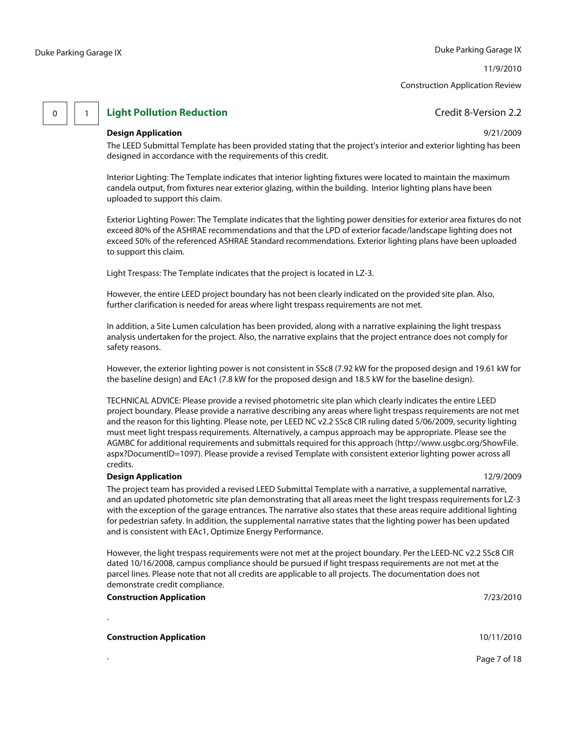| 0 | 1 | **Light Pollution Reduction** | Credit 8-Version 2.2 |
|---|---|---|---|

**Design Application** 9/21/2009

The LEED Submittal Template has been provided stating that the project's interior and exterior lighting has been designed in accordance with the requirements of this credit.

Interior Lighting: The Template indicates that interior lighting fixtures were located to maintain the maximum candela output, from fixtures near exterior glazing, within the building. Interior lighting plans have been uploaded to support this claim.

Exterior Lighting Power: The Template indicates that the lighting power densities for exterior area fixtures do not exceed 80% of the ASHRAE recommendations and that the LPD of exterior facade/landscape lighting does not exceed 50% of the referenced ASHRAE Standard recommendations. Exterior lighting plans have been uploaded to support this claim.

Light Trespass: The Template indicates that the project is located in LZ-3.

However, the entire LEED project boundary has not been clearly indicated on the provided site plan. Also, further clarification is needed for areas where light trespass requirements are not met.

In addition, a Site Lumen calculation has been provided, along with a narrative explaining the light trespass analysis undertaken for the project. Also, the narrative explains that the project entrance does not comply for safety reasons.

However, the exterior lighting power is not consistent in SSc8 (7.92 kW for the proposed design and 19.61 kW for the baseline design) and EAc1 (7.8 kW for the proposed design and 18.5 kW for the baseline design).

TECHNICAL ADVICE: Please provide a revised photometric site plan which clearly indicates the entire LEED project boundary. Please provide a narrative describing any areas where light trespass requirements are not met and the reason for this lighting. Please note, per LEED NC v2.2 SSc8 CIR ruling dated 5/06/2009, security lighting must meet light trespass requirements. Alternatively, a campus approach may be appropriate. Please see the AGMBC for additional requirements and submittals required for this approach (http://www.usgbc.org/ShowFile.aspx?DocumentID=1097). Please provide a revised Template with consistent exterior lighting power across all credits.

**Design Application** 12/9/2009

The project team has provided a revised LEED Submittal Template with a narrative, a supplemental narrative, and an updated photometric site plan demonstrating that all areas meet the light trespass requirements for LZ-3 with the exception of the garage entrances. The narrative also states that these areas require additional lighting for pedestrian safety. In addition, the supplemental narrative states that the lighting power has been updated and is consistent with EAc1, Optimize Energy Performance.

However, the light trespass requirements were not met at the project boundary. Per the LEED-NC v2.2 SSc8 CIR dated 10/16/2008, campus compliance should be pursued if light trespass requirements are not met at the parcel lines. Please note that not all credits are applicable to all projects. The documentation does not demonstrate credit compliance.

**Construction Application** 7/23/2010

.

**Construction Application** 10/11/2010

.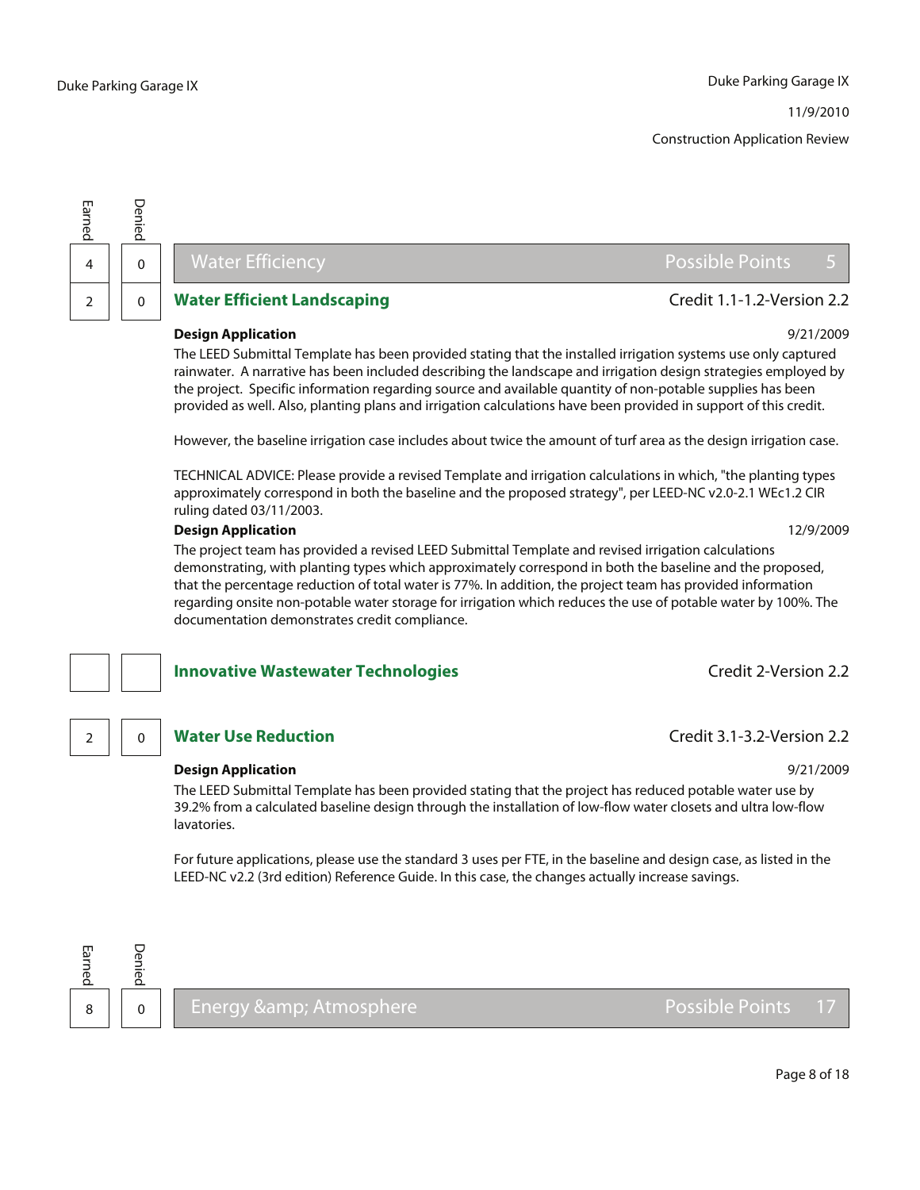Duke Parking Garage IX

11/9/2010

Construction Application Review

| Earned | Denied | |
|---|---|---|
| 4 | 0 | **Water Efficiency** — Possible Points 5 |

## Water Efficiency — Possible Points 5

| Earned | Denied |
|---|---|
| 2 | 0 |

### Water Efficient Landscaping — Credit 1.1-1.2-Version 2.2

**Design Application** — 9/21/2009

The LEED Submittal Template has been provided stating that the installed irrigation systems use only captured rainwater. A narrative has been included describing the landscape and irrigation design strategies employed by the project. Specific information regarding source and available quantity of non-potable supplies has been provided as well. Also, planting plans and irrigation calculations have been provided in support of this credit.

However, the baseline irrigation case includes about twice the amount of turf area as the design irrigation case.

TECHNICAL ADVICE: Please provide a revised Template and irrigation calculations in which, "the planting types approximately correspond in both the baseline and the proposed strategy", per LEED-NC v2.0-2.1 WEc1.2 CIR ruling dated 03/11/2003.

**Design Application** — 12/9/2009

The project team has provided a revised LEED Submittal Template and revised irrigation calculations demonstrating, with planting types which approximately correspond in both the baseline and the proposed, that the percentage reduction of total water is 77%. In addition, the project team has provided information regarding onsite non-potable water storage for irrigation which reduces the use of potable water by 100%. The documentation demonstrates credit compliance.

| Earned | Denied |
|---|---|
| | |

### Innovative Wastewater Technologies — Credit 2-Version 2.2

| Earned | Denied |
|---|---|
| 2 | 0 |

### Water Use Reduction — Credit 3.1-3.2-Version 2.2

**Design Application** — 9/21/2009

The LEED Submittal Template has been provided stating that the project has reduced potable water use by 39.2% from a calculated baseline design through the installation of low-flow water closets and ultra low-flow lavatories.

For future applications, please use the standard 3 uses per FTE, in the baseline and design case, as listed in the LEED-NC v2.2 (3rd edition) Reference Guide. In this case, the changes actually increase savings.

| Earned | Denied |
|---|---|
| 8 | 0 |

## Energy &amp; Atmosphere — Possible Points 17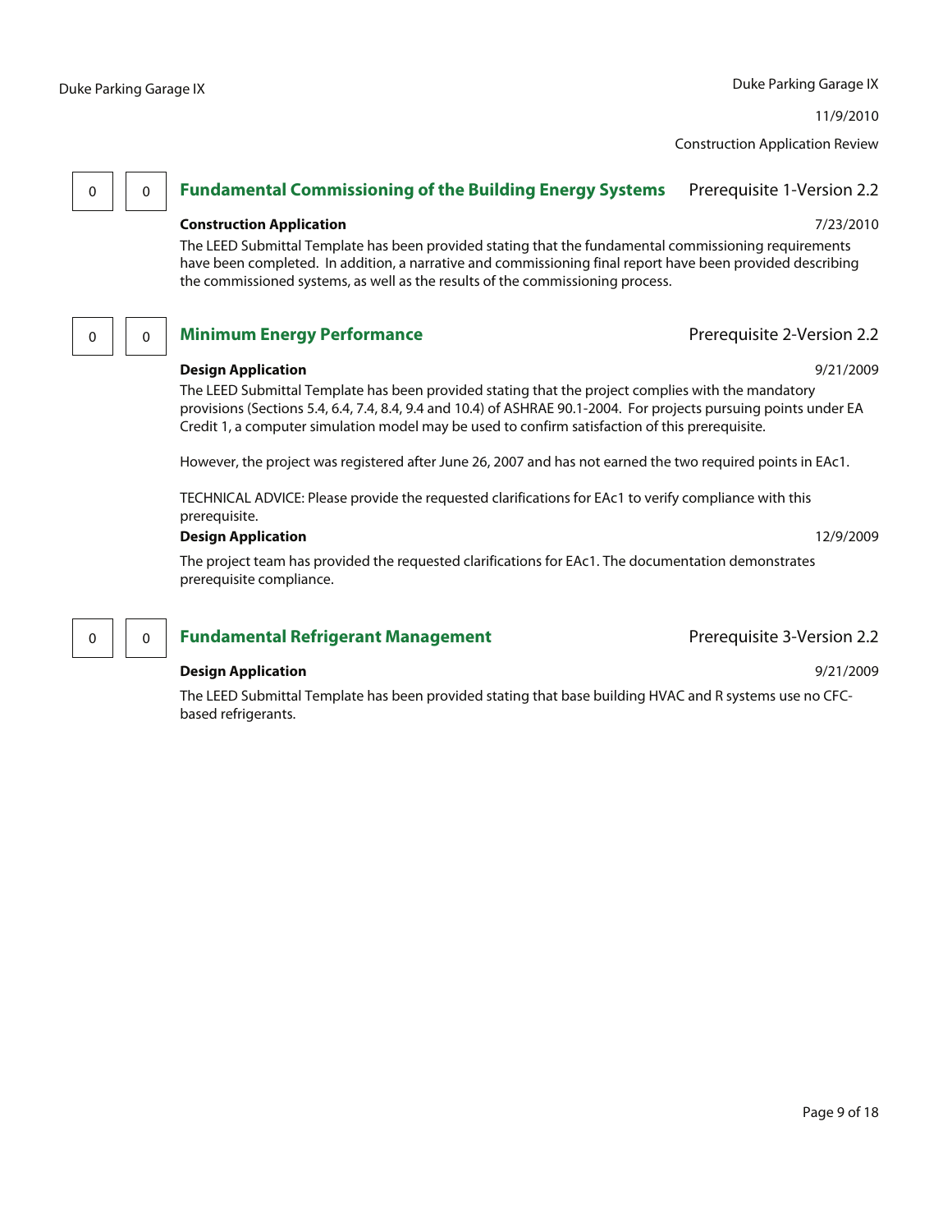Duke Parking Garage IX

11/9/2010

Construction Application Review

| | |
|---|---|
| 0 | 0 |

## Fundamental Commissioning of the Building Energy Systems — Prerequisite 1-Version 2.2

**Construction Application** 7/23/2010

The LEED Submittal Template has been provided stating that the fundamental commissioning requirements have been completed. In addition, a narrative and commissioning final report have been provided describing the commissioned systems, as well as the results of the commissioning process.

| | |
|---|---|
| 0 | 0 |

## Minimum Energy Performance — Prerequisite 2-Version 2.2

**Design Application** 9/21/2009

The LEED Submittal Template has been provided stating that the project complies with the mandatory provisions (Sections 5.4, 6.4, 7.4, 8.4, 9.4 and 10.4) of ASHRAE 90.1-2004. For projects pursuing points under EA Credit 1, a computer simulation model may be used to confirm satisfaction of this prerequisite.

However, the project was registered after June 26, 2007 and has not earned the two required points in EAc1.

TECHNICAL ADVICE: Please provide the requested clarifications for EAc1 to verify compliance with this prerequisite.

**Design Application** 12/9/2009

The project team has provided the requested clarifications for EAc1. The documentation demonstrates prerequisite compliance.

| | |
|---|---|
| 0 | 0 |

## Fundamental Refrigerant Management — Prerequisite 3-Version 2.2

**Design Application** 9/21/2009

The LEED Submittal Template has been provided stating that base building HVAC and R systems use no CFC-based refrigerants.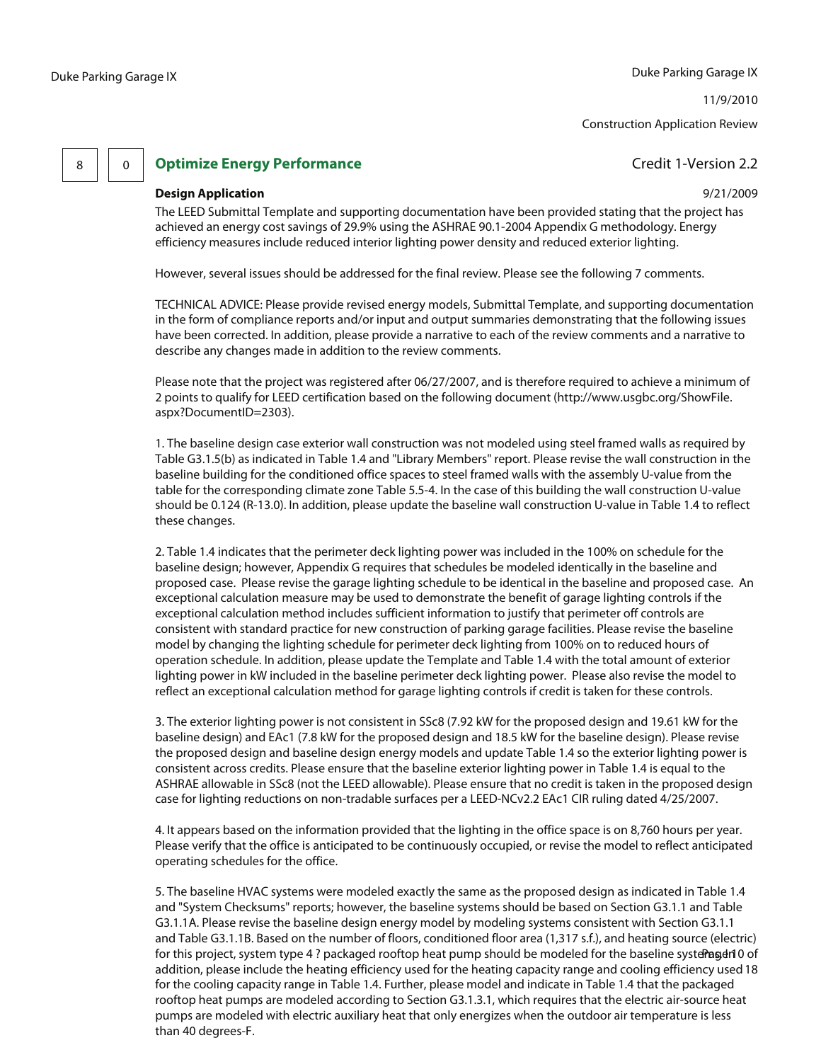| 8 | 0 | **Optimize Energy Performance** | Credit 1-Version 2.2 |
|---|---|---|---|

**Design Application** 9/21/2009

The LEED Submittal Template and supporting documentation have been provided stating that the project has achieved an energy cost savings of 29.9% using the ASHRAE 90.1-2004 Appendix G methodology. Energy efficiency measures include reduced interior lighting power density and reduced exterior lighting.

However, several issues should be addressed for the final review. Please see the following 7 comments.

TECHNICAL ADVICE: Please provide revised energy models, Submittal Template, and supporting documentation in the form of compliance reports and/or input and output summaries demonstrating that the following issues have been corrected. In addition, please provide a narrative to each of the review comments and a narrative to describe any changes made in addition to the review comments.

Please note that the project was registered after 06/27/2007, and is therefore required to achieve a minimum of 2 points to qualify for LEED certification based on the following document (http://www.usgbc.org/ShowFile.aspx?DocumentID=2303).

1. The baseline design case exterior wall construction was not modeled using steel framed walls as required by Table G3.1.5(b) as indicated in Table 1.4 and "Library Members" report. Please revise the wall construction in the baseline building for the conditioned office spaces to steel framed walls with the assembly U-value from the table for the corresponding climate zone Table 5.5-4. In the case of this building the wall construction U-value should be 0.124 (R-13.0). In addition, please update the baseline wall construction U-value in Table 1.4 to reflect these changes.

2. Table 1.4 indicates that the perimeter deck lighting power was included in the 100% on schedule for the baseline design; however, Appendix G requires that schedules be modeled identically in the baseline and proposed case. Please revise the garage lighting schedule to be identical in the baseline and proposed case. An exceptional calculation measure may be used to demonstrate the benefit of garage lighting controls if the exceptional calculation method includes sufficient information to justify that perimeter off controls are consistent with standard practice for new construction of parking garage facilities. Please revise the baseline model by changing the lighting schedule for perimeter deck lighting from 100% on to reduced hours of operation schedule. In addition, please update the Template and Table 1.4 with the total amount of exterior lighting power in kW included in the baseline perimeter deck lighting power. Please also revise the model to reflect an exceptional calculation method for garage lighting controls if credit is taken for these controls.

3. The exterior lighting power is not consistent in SSc8 (7.92 kW for the proposed design and 19.61 kW for the baseline design) and EAc1 (7.8 kW for the proposed design and 18.5 kW for the baseline design). Please revise the proposed design and baseline design energy models and update Table 1.4 so the exterior lighting power is consistent across credits. Please ensure that the baseline exterior lighting power in Table 1.4 is equal to the ASHRAE allowable in SSc8 (not the LEED allowable). Please ensure that no credit is taken in the proposed design case for lighting reductions on non-tradable surfaces per a LEED-NCv2.2 EAc1 CIR ruling dated 4/25/2007.

4. It appears based on the information provided that the lighting in the office space is on 8,760 hours per year. Please verify that the office is anticipated to be continuously occupied, or revise the model to reflect anticipated operating schedules for the office.

5. The baseline HVAC systems were modeled exactly the same as the proposed design as indicated in Table 1.4 and "System Checksums" reports; however, the baseline systems should be based on Section G3.1.1 and Table G3.1.1A. Please revise the baseline design energy model by modeling systems consistent with Section G3.1.1 and Table G3.1.1B. Based on the number of floors, conditioned floor area (1,317 s.f.), and heating source (electric) for this project, system type 4 ? packaged rooftop heat pump should be modeled for the baseline systems. In addition, please include the heating efficiency used for the heating capacity range and cooling efficiency used for the cooling capacity range in Table 1.4. Further, please model and indicate in Table 1.4 that the packaged rooftop heat pumps are modeled according to Section G3.1.3.1, which requires that the electric air-source heat pumps are modeled with electric auxiliary heat that only energizes when the outdoor air temperature is less than 40 degrees-F.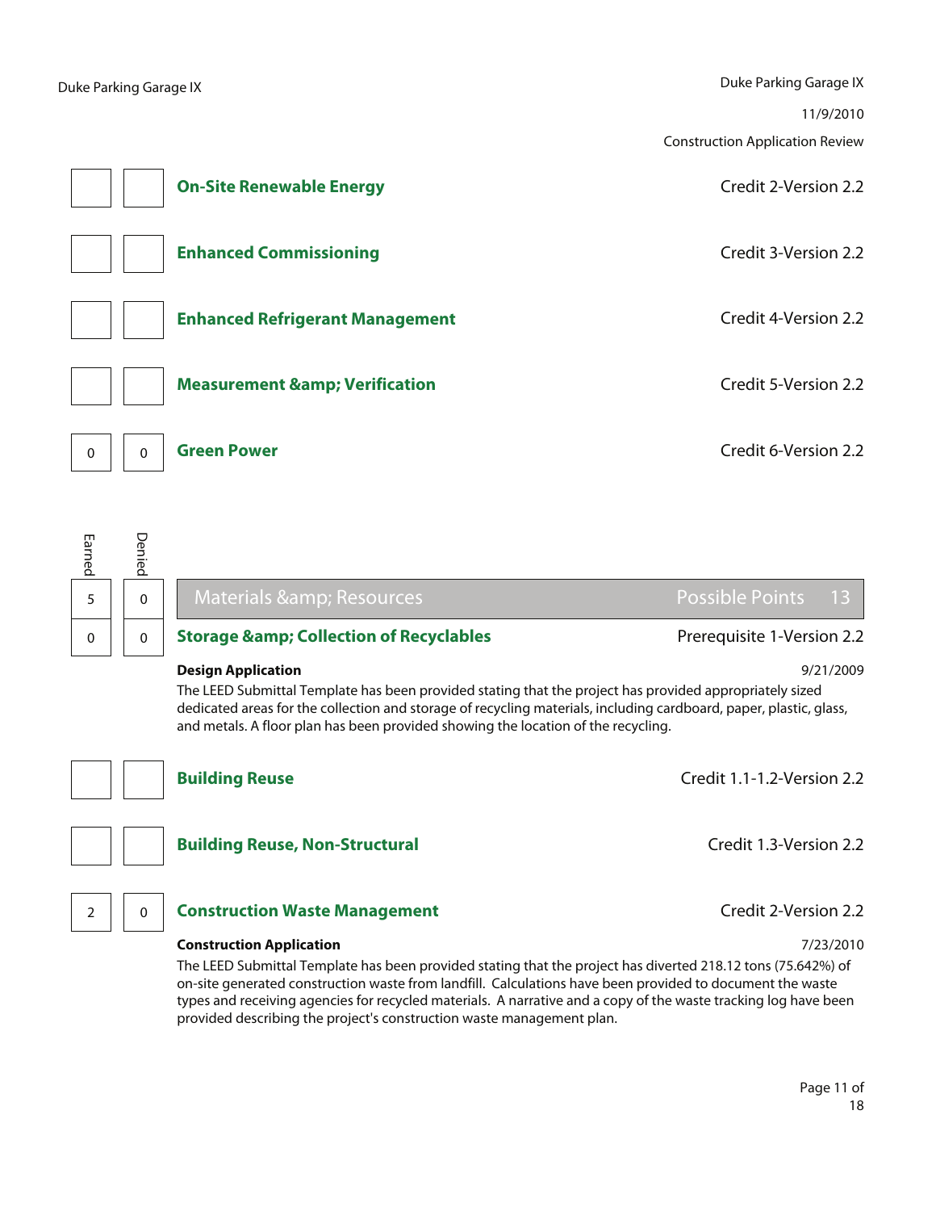Construction Application Review

| Earned | Denied | Credit | |
|---|---|---|---|
| | | **On-Site Renewable Energy** | Credit 2-Version 2.2 |
| | | **Enhanced Commissioning** | Credit 3-Version 2.2 |
| | | **Enhanced Refrigerant Management** | Credit 4-Version 2.2 |
| | | **Measurement &amp; Verification** | Credit 5-Version 2.2 |
| 0 | 0 | **Green Power** | Credit 6-Version 2.2 |

| Earned | Denied | Materials &amp; Resources | Possible Points 13 |
|---|---|---|---|
| 5 | 0 | | |
| 0 | 0 | **Storage &amp; Collection of Recyclables** | Prerequisite 1-Version 2.2 |

**Design Application** 9/21/2009

The LEED Submittal Template has been provided stating that the project has provided appropriately sized dedicated areas for the collection and storage of recycling materials, including cardboard, paper, plastic, glass, and metals. A floor plan has been provided showing the location of the recycling.

| Earned | Denied | Credit | |
|---|---|---|---|
| | | **Building Reuse** | Credit 1.1-1.2-Version 2.2 |
| | | **Building Reuse, Non-Structural** | Credit 1.3-Version 2.2 |
| 2 | 0 | **Construction Waste Management** | Credit 2-Version 2.2 |

**Construction Application** 7/23/2010

The LEED Submittal Template has been provided stating that the project has diverted 218.12 tons (75.642%) of on-site generated construction waste from landfill. Calculations have been provided to document the waste types and receiving agencies for recycled materials. A narrative and a copy of the waste tracking log have been provided describing the project's construction waste management plan.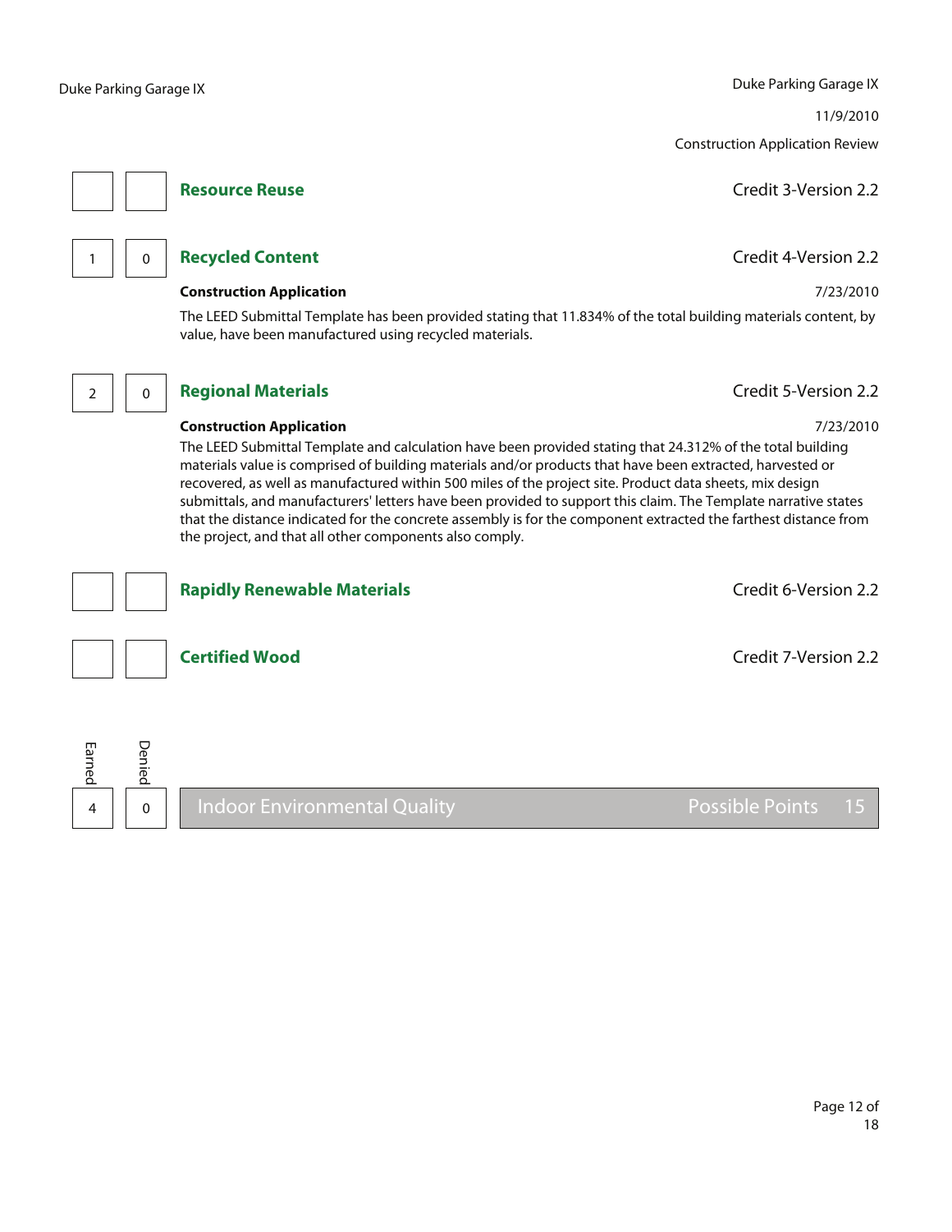| Earned | Denied | Credit | |
|---|---|---|---|
| | | **Resource Reuse** | Credit 3-Version 2.2 |
| 1 | 0 | **Recycled Content** | Credit 4-Version 2.2 |

**Construction Application** 7/23/2010

The LEED Submittal Template has been provided stating that 11.834% of the total building materials content, by value, have been manufactured using recycled materials.

| Earned | Denied | Credit | |
|---|---|---|---|
| 2 | 0 | **Regional Materials** | Credit 5-Version 2.2 |

**Construction Application** 7/23/2010

The LEED Submittal Template and calculation have been provided stating that 24.312% of the total building materials value is comprised of building materials and/or products that have been extracted, harvested or recovered, as well as manufactured within 500 miles of the project site. Product data sheets, mix design submittals, and manufacturers' letters have been provided to support this claim. The Template narrative states that the distance indicated for the concrete assembly is for the component extracted the farthest distance from the project, and that all other components also comply.

| Earned | Denied | Credit | |
|---|---|---|---|
| | | **Rapidly Renewable Materials** | Credit 6-Version 2.2 |
| | | **Certified Wood** | Credit 7-Version 2.2 |

| Earned | Denied | Category | Possible Points |
|---|---|---|---|
| 4 | 0 | Indoor Environmental Quality | 15 |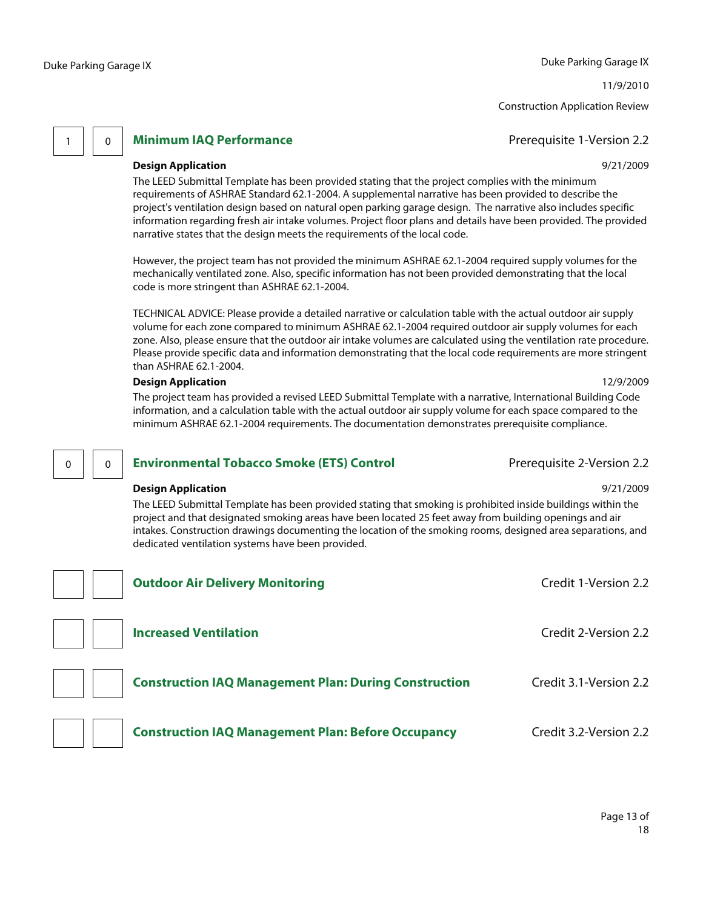Construction Application Review

| 1 | 0 | **Minimum IAQ Performance** | Prerequisite 1-Version 2.2 |
|---|---|---|---|

**Design Application** 9/21/2009

The LEED Submittal Template has been provided stating that the project complies with the minimum requirements of ASHRAE Standard 62.1-2004. A supplemental narrative has been provided to describe the project's ventilation design based on natural open parking garage design. The narrative also includes specific information regarding fresh air intake volumes. Project floor plans and details have been provided. The provided narrative states that the design meets the requirements of the local code.

However, the project team has not provided the minimum ASHRAE 62.1-2004 required supply volumes for the mechanically ventilated zone. Also, specific information has not been provided demonstrating that the local code is more stringent than ASHRAE 62.1-2004.

TECHNICAL ADVICE: Please provide a detailed narrative or calculation table with the actual outdoor air supply volume for each zone compared to minimum ASHRAE 62.1-2004 required outdoor air supply volumes for each zone. Also, please ensure that the outdoor air intake volumes are calculated using the ventilation rate procedure. Please provide specific data and information demonstrating that the local code requirements are more stringent than ASHRAE 62.1-2004.

**Design Application** 12/9/2009

The project team has provided a revised LEED Submittal Template with a narrative, International Building Code information, and a calculation table with the actual outdoor air supply volume for each space compared to the minimum ASHRAE 62.1-2004 requirements. The documentation demonstrates prerequisite compliance.

| 0 | 0 | **Environmental Tobacco Smoke (ETS) Control** | Prerequisite 2-Version 2.2 |
|---|---|---|---|

**Design Application** 9/21/2009

The LEED Submittal Template has been provided stating that smoking is prohibited inside buildings within the project and that designated smoking areas have been located 25 feet away from building openings and air intakes. Construction drawings documenting the location of the smoking rooms, designed area separations, and dedicated ventilation systems have been provided.

| | | **Outdoor Air Delivery Monitoring** | Credit 1-Version 2.2 |
|---|---|---|---|

| | | **Increased Ventilation** | Credit 2-Version 2.2 |
|---|---|---|---|

| | | **Construction IAQ Management Plan: During Construction** | Credit 3.1-Version 2.2 |
|---|---|---|---|

| | | **Construction IAQ Management Plan: Before Occupancy** | Credit 3.2-Version 2.2 |
|---|---|---|---|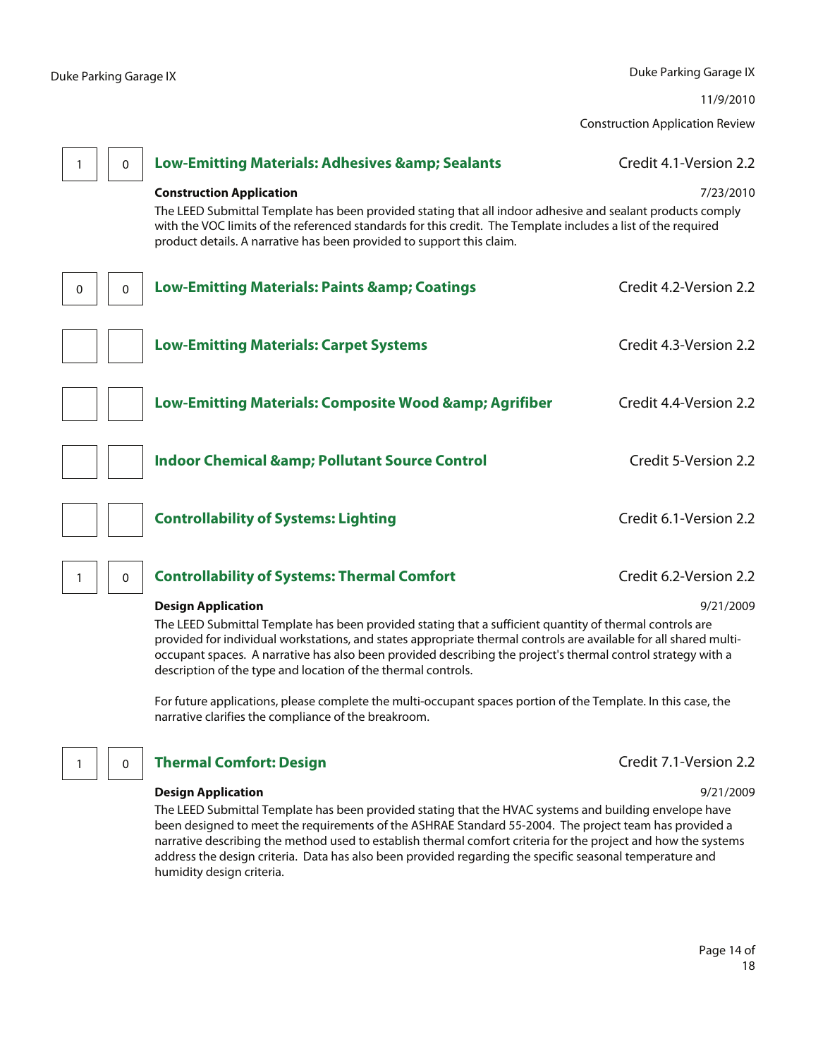| | | | |
|---|---|---|---|
| 1 | 0 | **Low-Emitting Materials: Adhesives &amp; Sealants** | Credit 4.1-Version 2.2 |

**Construction Application** 7/23/2010

The LEED Submittal Template has been provided stating that all indoor adhesive and sealant products comply with the VOC limits of the referenced standards for this credit. The Template includes a list of the required product details. A narrative has been provided to support this claim.

| | | | |
|---|---|---|---|
| 0 | 0 | **Low-Emitting Materials: Paints &amp; Coatings** | Credit 4.2-Version 2.2 |
| | | **Low-Emitting Materials: Carpet Systems** | Credit 4.3-Version 2.2 |
| | | **Low-Emitting Materials: Composite Wood &amp; Agrifiber** | Credit 4.4-Version 2.2 |
| | | **Indoor Chemical &amp; Pollutant Source Control** | Credit 5-Version 2.2 |
| | | **Controllability of Systems: Lighting** | Credit 6.1-Version 2.2 |
| 1 | 0 | **Controllability of Systems: Thermal Comfort** | Credit 6.2-Version 2.2 |

**Design Application** 9/21/2009

The LEED Submittal Template has been provided stating that a sufficient quantity of thermal controls are provided for individual workstations, and states appropriate thermal controls are available for all shared multi-occupant spaces. A narrative has also been provided describing the project's thermal control strategy with a description of the type and location of the thermal controls.

For future applications, please complete the multi-occupant spaces portion of the Template. In this case, the narrative clarifies the compliance of the breakroom.

| | | | |
|---|---|---|---|
| 1 | 0 | **Thermal Comfort: Design** | Credit 7.1-Version 2.2 |

**Design Application** 9/21/2009

The LEED Submittal Template has been provided stating that the HVAC systems and building envelope have been designed to meet the requirements of the ASHRAE Standard 55-2004. The project team has provided a narrative describing the method used to establish thermal comfort criteria for the project and how the systems address the design criteria. Data has also been provided regarding the specific seasonal temperature and humidity design criteria.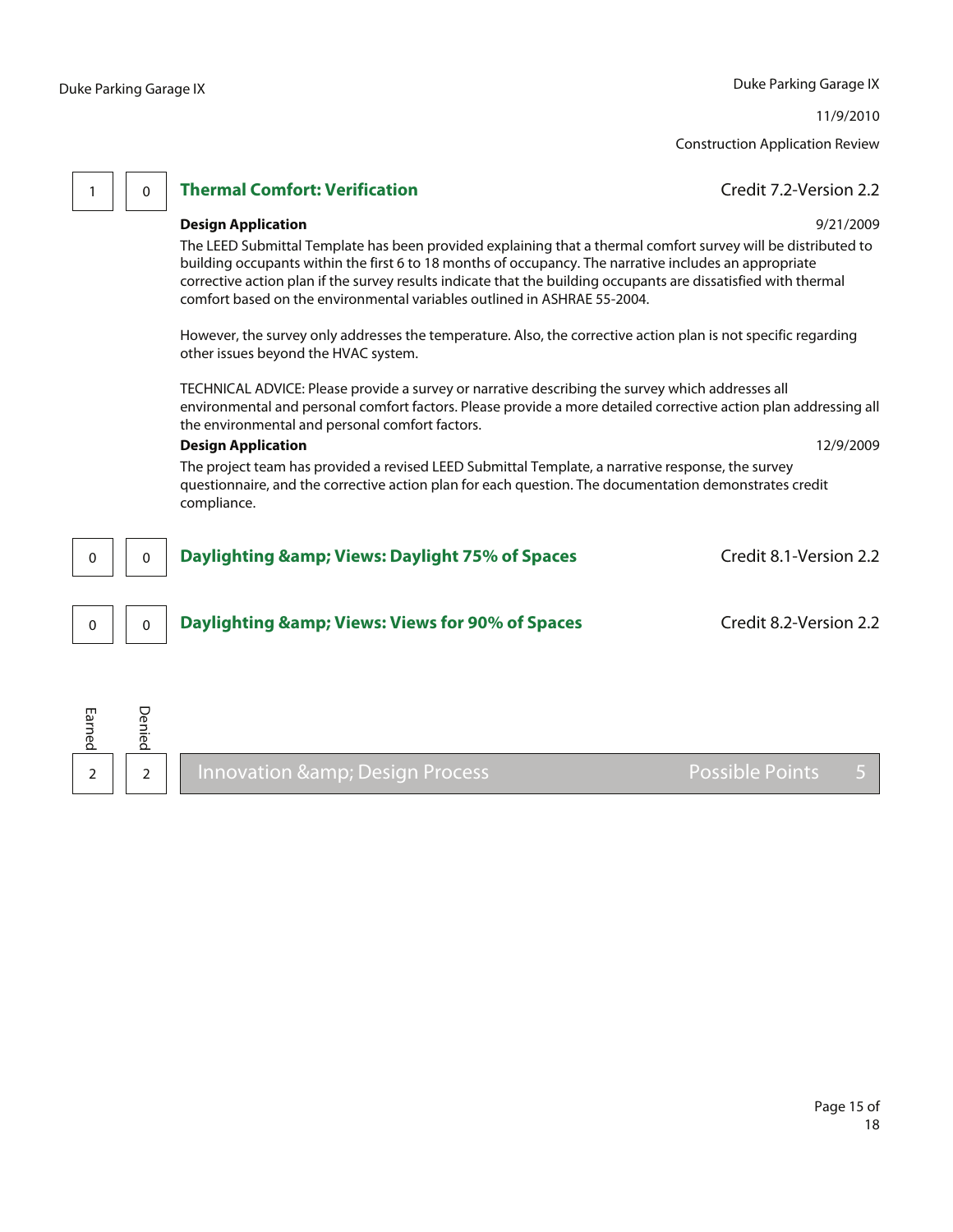| Earned | Denied | Credit | |
|---|---|---|---|
| 1 | 0 | **Thermal Comfort: Verification** | Credit 7.2-Version 2.2 |

**Design Application** 9/21/2009

The LEED Submittal Template has been provided explaining that a thermal comfort survey will be distributed to building occupants within the first 6 to 18 months of occupancy. The narrative includes an appropriate corrective action plan if the survey results indicate that the building occupants are dissatisfied with thermal comfort based on the environmental variables outlined in ASHRAE 55-2004.

However, the survey only addresses the temperature. Also, the corrective action plan is not specific regarding other issues beyond the HVAC system.

TECHNICAL ADVICE: Please provide a survey or narrative describing the survey which addresses all environmental and personal comfort factors. Please provide a more detailed corrective action plan addressing all the environmental and personal comfort factors.

**Design Application** 12/9/2009

The project team has provided a revised LEED Submittal Template, a narrative response, the survey questionnaire, and the corrective action plan for each question. The documentation demonstrates credit compliance.

| Earned | Denied | Credit | |
|---|---|---|---|
| 0 | 0 | **Daylighting &amp; Views: Daylight 75% of Spaces** | Credit 8.1-Version 2.2 |
| 0 | 0 | **Daylighting &amp; Views: Views for 90% of Spaces** | Credit 8.2-Version 2.2 |

| Earned | Denied | Category | Possible Points |
|---|---|---|---|
| 2 | 2 | Innovation &amp; Design Process | 5 |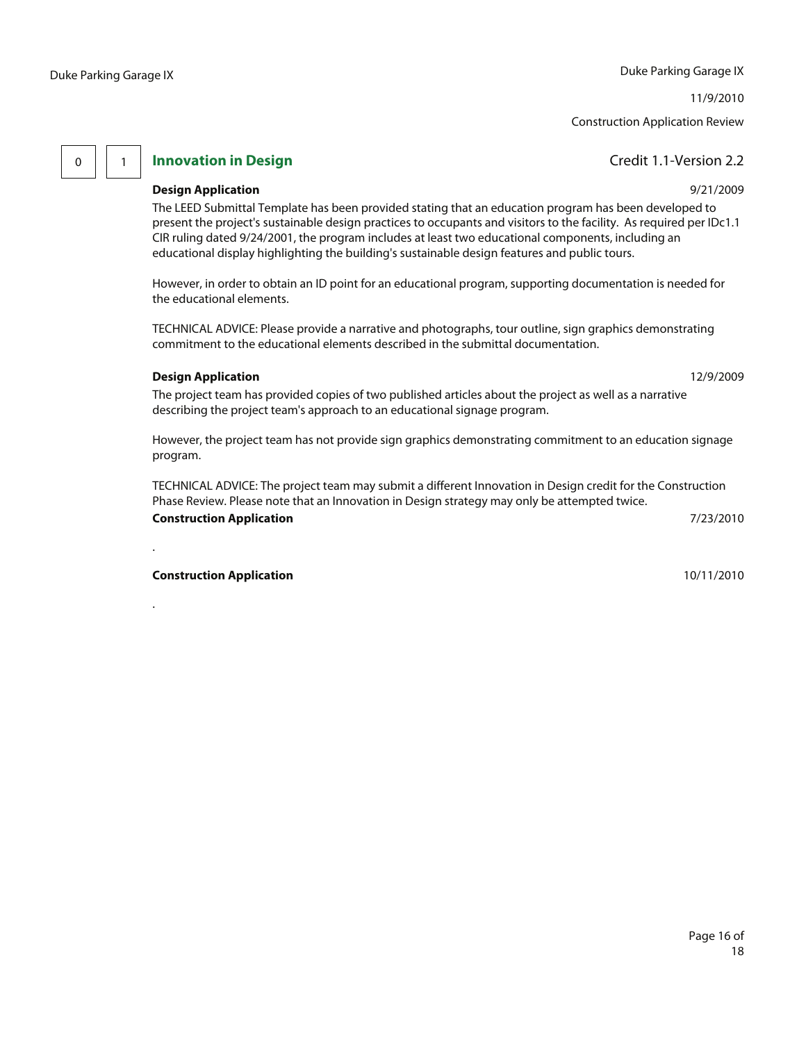Construction Application Review

0 | 1

## Innovation in Design

Credit 1.1-Version 2.2

**Design Application** 9/21/2009

The LEED Submittal Template has been provided stating that an education program has been developed to present the project's sustainable design practices to occupants and visitors to the facility. As required per IDc1.1 CIR ruling dated 9/24/2001, the program includes at least two educational components, including an educational display highlighting the building's sustainable design features and public tours.

However, in order to obtain an ID point for an educational program, supporting documentation is needed for the educational elements.

TECHNICAL ADVICE: Please provide a narrative and photographs, tour outline, sign graphics demonstrating commitment to the educational elements described in the submittal documentation.

**Design Application** 12/9/2009

The project team has provided copies of two published articles about the project as well as a narrative describing the project team's approach to an educational signage program.

However, the project team has not provide sign graphics demonstrating commitment to an education signage program.

TECHNICAL ADVICE: The project team may submit a different Innovation in Design credit for the Construction Phase Review. Please note that an Innovation in Design strategy may only be attempted twice.

**Construction Application** 7/23/2010

.

**Construction Application** 10/11/2010

.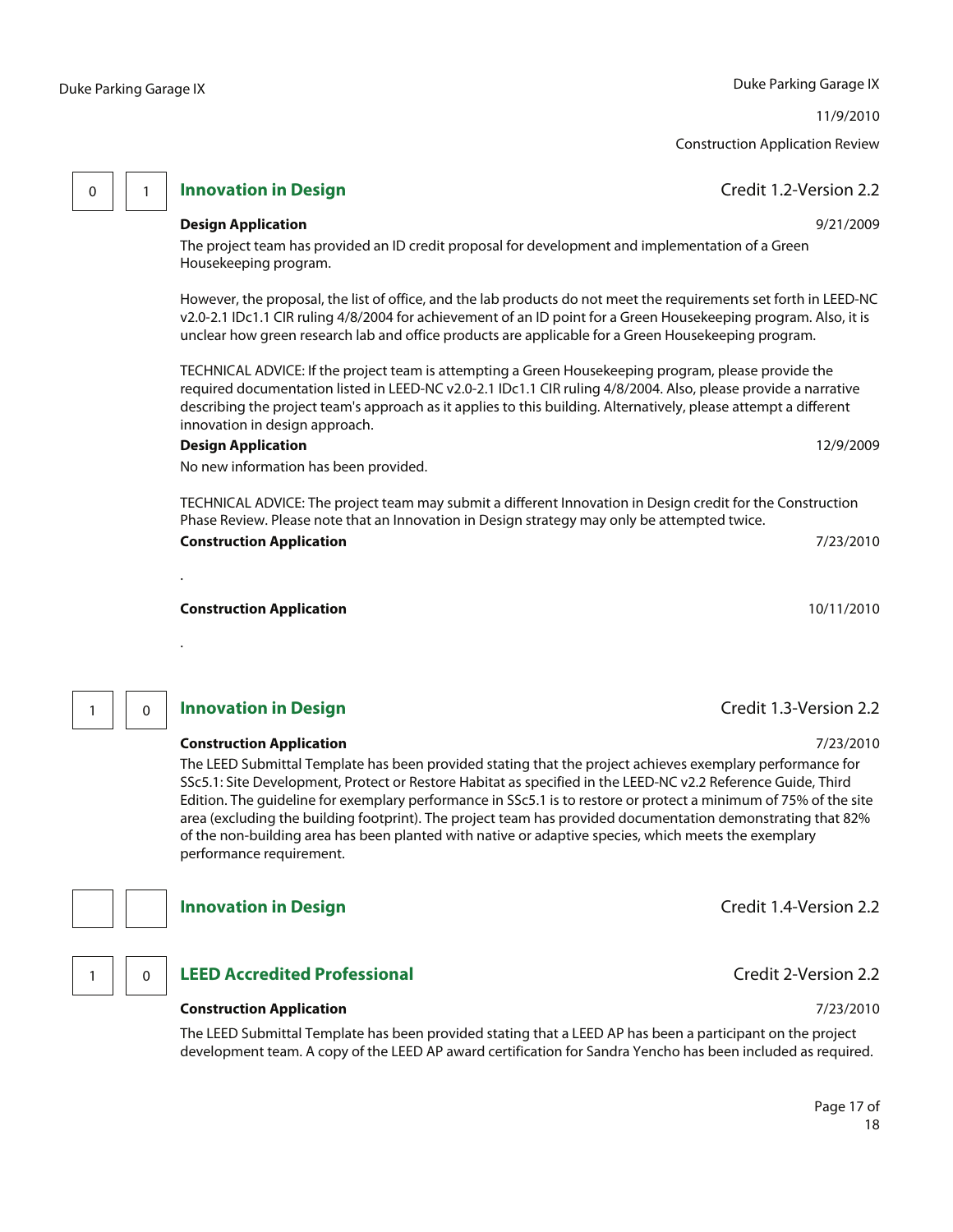11/9/2010

Construction Application Review

| 0 | 1 | **Innovation in Design** | Credit 1.2-Version 2.2 |
|---|---|---|---|

**Design Application** 9/21/2009

The project team has provided an ID credit proposal for development and implementation of a Green Housekeeping program.

However, the proposal, the list of office, and the lab products do not meet the requirements set forth in LEED-NC v2.0-2.1 IDc1.1 CIR ruling 4/8/2004 for achievement of an ID point for a Green Housekeeping program. Also, it is unclear how green research lab and office products are applicable for a Green Housekeeping program.

TECHNICAL ADVICE: If the project team is attempting a Green Housekeeping program, please provide the required documentation listed in LEED-NC v2.0-2.1 IDc1.1 CIR ruling 4/8/2004. Also, please provide a narrative describing the project team's approach as it applies to this building. Alternatively, please attempt a different innovation in design approach.

**Design Application** 12/9/2009

No new information has been provided.

TECHNICAL ADVICE: The project team may submit a different Innovation in Design credit for the Construction Phase Review. Please note that an Innovation in Design strategy may only be attempted twice.

**Construction Application** 7/23/2010

.

**Construction Application** 10/11/2010

.

| 1 | 0 | **Innovation in Design** | Credit 1.3-Version 2.2 |
|---|---|---|---|

**Construction Application** 7/23/2010

The LEED Submittal Template has been provided stating that the project achieves exemplary performance for SSc5.1: Site Development, Protect or Restore Habitat as specified in the LEED-NC v2.2 Reference Guide, Third Edition. The guideline for exemplary performance in SSc5.1 is to restore or protect a minimum of 75% of the site area (excluding the building footprint). The project team has provided documentation demonstrating that 82% of the non-building area has been planted with native or adaptive species, which meets the exemplary performance requirement.

| | | **Innovation in Design** | Credit 1.4-Version 2.2 |
|---|---|---|---|

| 1 | 0 | **LEED Accredited Professional** | Credit 2-Version 2.2 |
|---|---|---|---|

**Construction Application** 7/23/2010

The LEED Submittal Template has been provided stating that a LEED AP has been a participant on the project development team. A copy of the LEED AP award certification for Sandra Yencho has been included as required.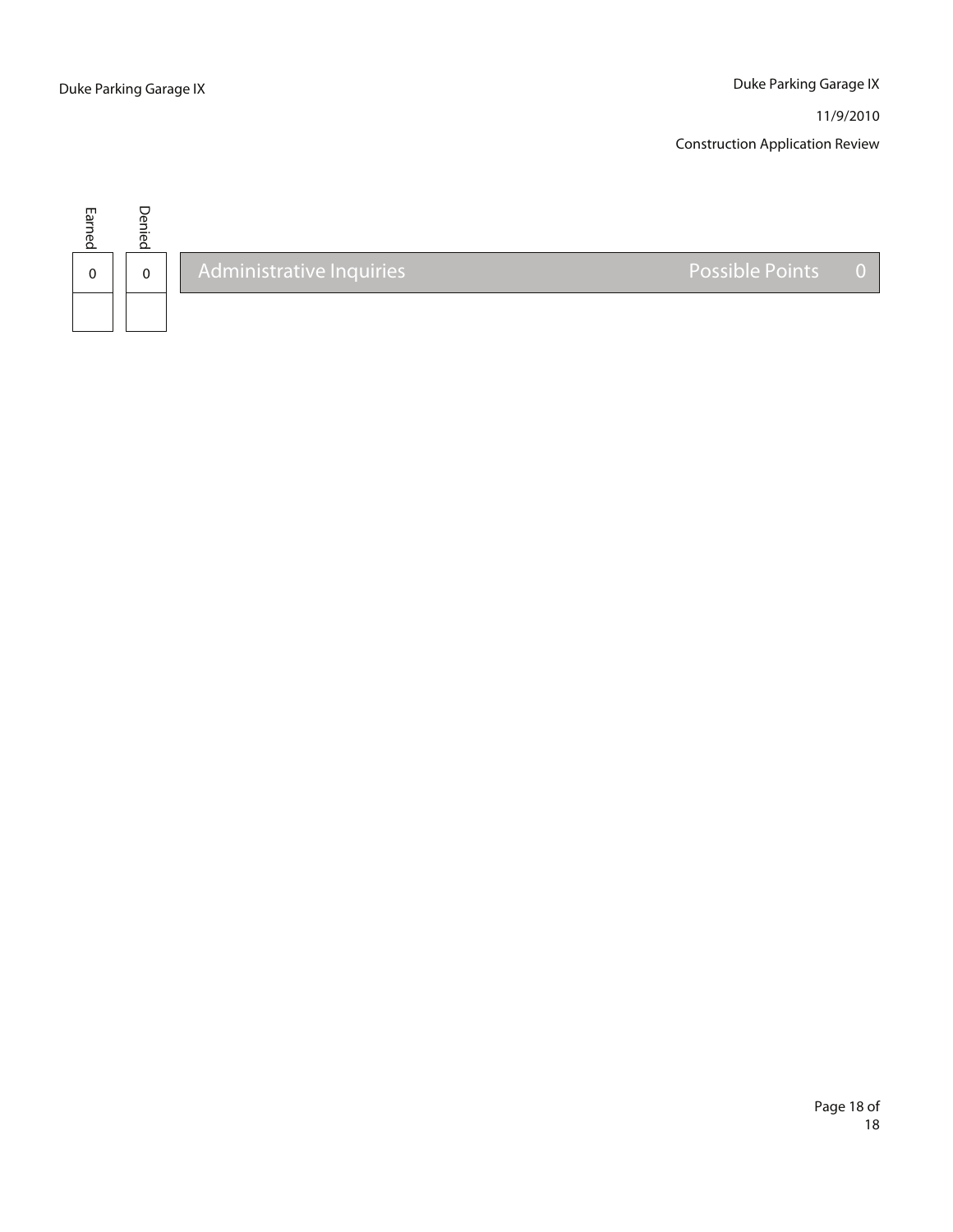| Earned | Denied | | |
|---|---|---|---|
| 0 | 0 | Administrative Inquiries | Possible Points 0 |
| | | | |